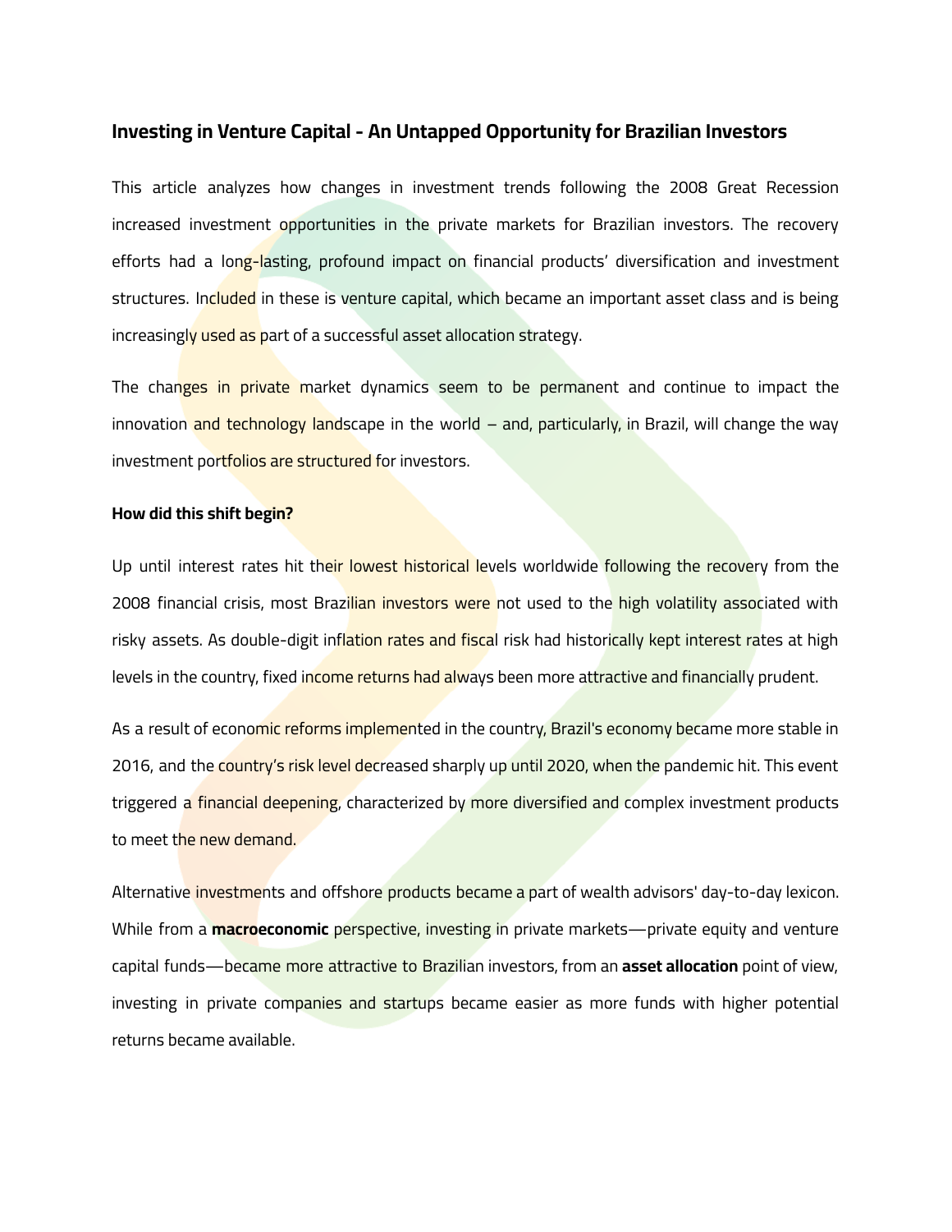## Investing in Venture Capital - An Untapped Opportunity for Brazilian Investors

This article analyzes how changes in investment trends following the 2008 Great Recession increased investment opportunities in the private markets for Brazilian investors. The recovery efforts had a long-lasting, profound impact on financial products' diversification and investment structures. Included in these is venture capital, which became an important asset class and is being increasingly used as part of a successful asset allocation strategy.

The changes in private market dynamics seem to be permanent and continue to impact the innovation and technology landscape in the world – and, particularly, in Brazil, will change the way investment portfolios are structured for investors.

### How did this shift begin?

Up until interest rates hit their lowest historical levels worldwide following the recovery from the 2008 financial crisis, most Brazilian investors were not used to the high volatility associated with risky assets. As double-digit inflation rates and fiscal risk had historically kept interest rates at high levels in the country, fixed income returns had always been more attractive and financially prudent.

As a result of economic reforms implemented in the country, Brazil's economy became more stable in 2016, and the country's risk level decreased sharply up until 2020, when the pandemic hit. This event triggered a financial deepening, characterized by more diversified and complex investment products to meet the new demand.

Alternative investments and offshore products became a part of wealth advisors' day-to-day lexicon. While from a **macroeconomic** perspective, investing in private markets—private equity and venture capital funds—became more attractive to Brazilian investors, from an **asset allocation** point of view, investing in private companies and startups became easier as more funds with higher potential returns became available.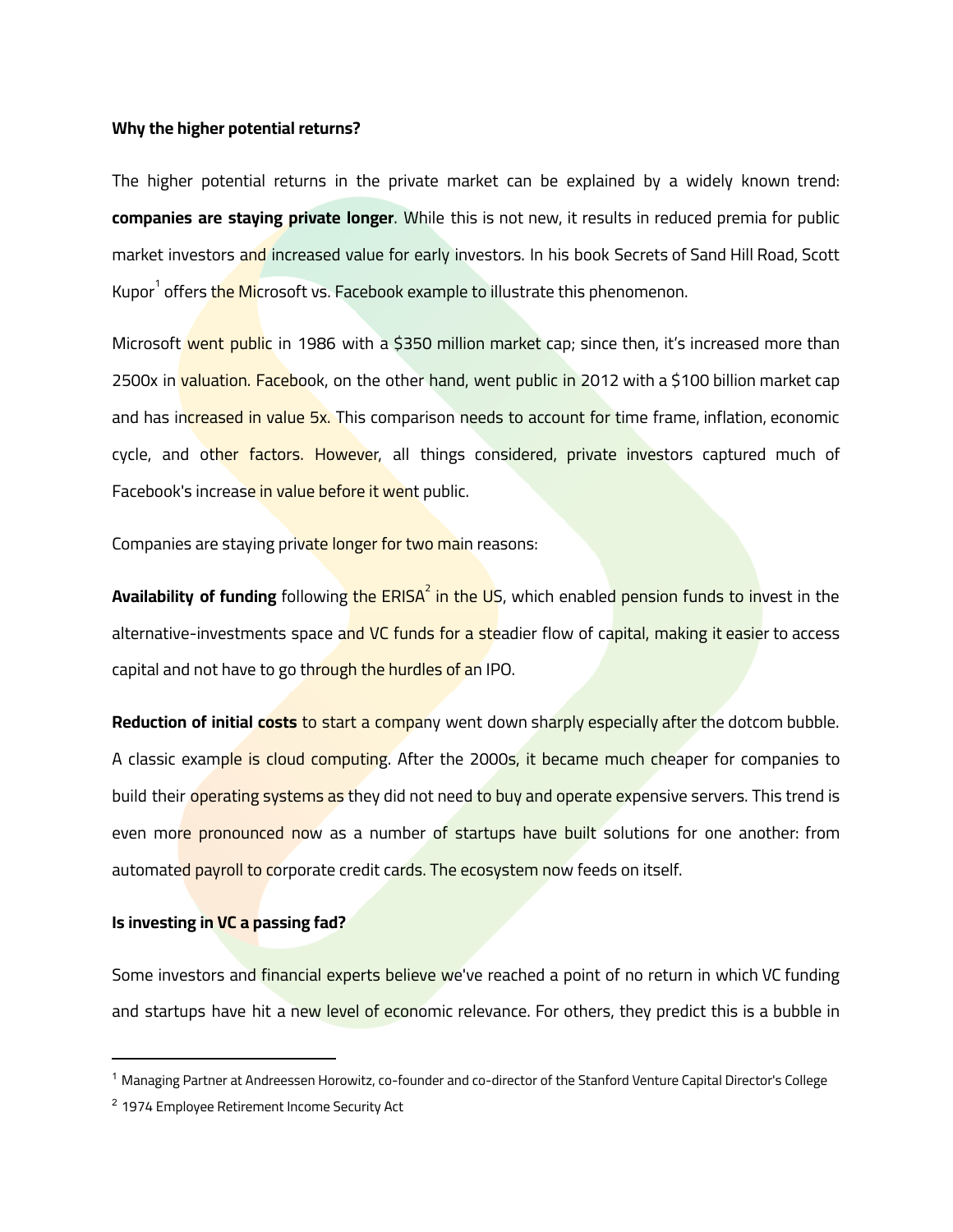**Why the higher potential returns?**

The higher potential returns in the private market can be explained by a widely known trend: **companies are staying private longer**. While this is not new, it results in reduced premia for public market investors and increased value for early investors. In his book Secrets of Sand Hill Road, Scott Kupor[1] offers the Microsoft vs. Facebook example to illustrate this phenomenon.

Microsoft went public in 1986 with a $350 million market cap; since then, it's increased more than 2500x in valuation. Facebook, on the other hand, went public in 2012 with a $100 billion market cap and has increased in value 5x. This comparison needs to account for time frame, inflation, economic cycle, and other factors. However, all things considered, private investors captured much of Facebook's increase in value before it went public.

Companies are staying private longer for two main reasons:

**Availability of funding** following the ERISA[2] in the US, which enabled pension funds to invest in the alternative-investments space and VC funds for a steadier flow of capital, making it easier to access capital and not have to go through the hurdles of an IPO.

**Reduction of initial costs** to start a company went down sharply especially after the dotcom bubble. A classic example is cloud computing. After the 2000s, it became much cheaper for companies to build their operating systems as they did not need to buy and operate expensive servers. This trend is even more pronounced now as a number of startups have built solutions for one another: from automated payroll to corporate credit cards. The ecosystem now feeds on itself.

**Is investing in VC a passing fad?**

Some investors and financial experts believe we've reached a point of no return in which VC funding and startups have hit a new level of economic relevance. For others, they predict this is a bubble in

---

[1] Managing Partner at Andreessen Horowitz, co-founder and co-director of the Stanford Venture Capital Director's College

[2] 1974 Employee Retirement Income Security Act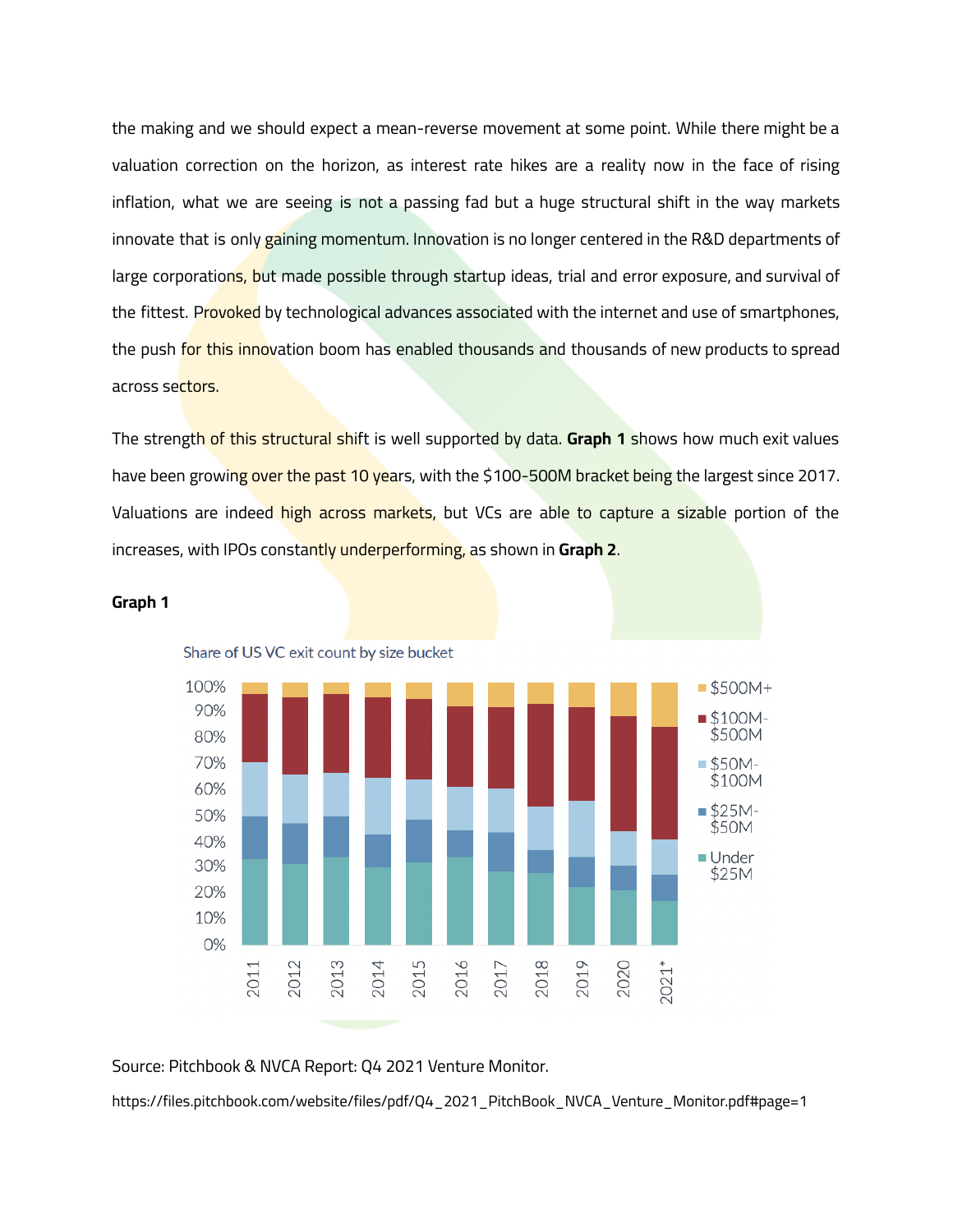the making and we should expect a mean-reverse movement at some point. While there might be a valuation correction on the horizon, as interest rate hikes are a reality now in the face of rising inflation, what we are seeing is not a passing fad but a huge structural shift in the way markets innovate that is only gaining momentum. Innovation is no longer centered in the R&D departments of large corporations, but made possible through startup ideas, trial and error exposure, and survival of the fittest. Provoked by technological advances associated with the internet and use of smartphones, the push for this innovation boom has enabled thousands and thousands of new products to spread across sectors.

The strength of this structural shift is well supported by data. **Graph 1** shows how much exit values have been growing over the past 10 years, with the $100-500M bracket being the largest since 2017. Valuations are indeed high across markets, but VCs are able to capture a sizable portion of the increases, with IPOs constantly underperforming, as shown in **Graph 2**.

**Graph 1**

Share of US VC exit count by size bucket

Source: Pitchbook & NVCA Report: Q4 2021 Venture Monitor.

https://files.pitchbook.com/website/files/pdf/Q4_2021_PitchBook_NVCA_Venture_Monitor.pdf#page=1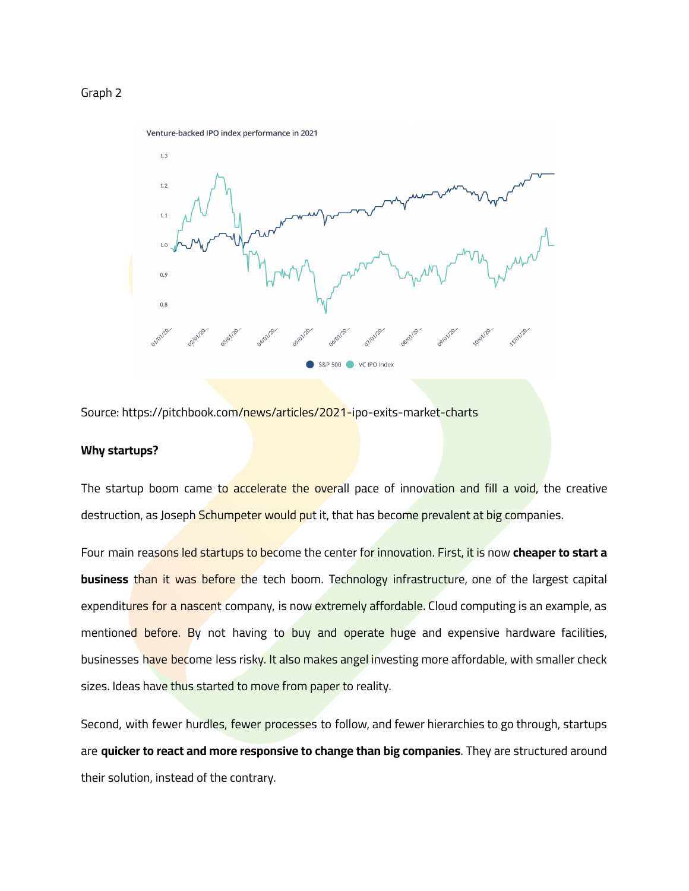Graph 2

Source: https://pitchbook.com/news/articles/2021-ipo-exits-market-charts

**Why startups?**

The startup boom came to accelerate the overall pace of innovation and fill a void, the creative destruction, as Joseph Schumpeter would put it, that has become prevalent at big companies.

Four main reasons led startups to become the center for innovation. First, it is now **cheaper to start a business** than it was before the tech boom. Technology infrastructure, one of the largest capital expenditures for a nascent company, is now extremely affordable. Cloud computing is an example, as mentioned before. By not having to buy and operate huge and expensive hardware facilities, businesses have become less risky. It also makes angel investing more affordable, with smaller check sizes. Ideas have thus started to move from paper to reality.

Second, with fewer hurdles, fewer processes to follow, and fewer hierarchies to go through, startups are **quicker to react and more responsive to change than big companies**. They are structured around their solution, instead of the contrary.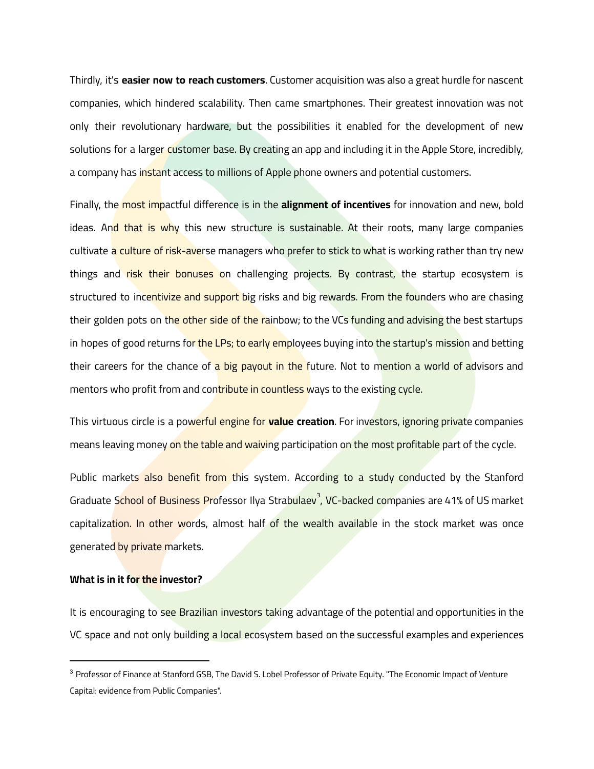Thirdly, it's **easier now to reach customers**. Customer acquisition was also a great hurdle for nascent companies, which hindered scalability. Then came smartphones. Their greatest innovation was not only their revolutionary hardware, but the possibilities it enabled for the development of new solutions for a larger customer base. By creating an app and including it in the Apple Store, incredibly, a company has instant access to millions of Apple phone owners and potential customers.

Finally, the most impactful difference is in the **alignment of incentives** for innovation and new, bold ideas. And that is why this new structure is sustainable. At their roots, many large companies cultivate a culture of risk-averse managers who prefer to stick to what is working rather than try new things and risk their bonuses on challenging projects. By contrast, the startup ecosystem is structured to incentivize and support big risks and big rewards. From the founders who are chasing their golden pots on the other side of the rainbow; to the VCs funding and advising the best startups in hopes of good returns for the LPs; to early employees buying into the startup's mission and betting their careers for the chance of a big payout in the future. Not to mention a world of advisors and mentors who profit from and contribute in countless ways to the existing cycle.

This virtuous circle is a powerful engine for **value creation**. For investors, ignoring private companies means leaving money on the table and waiving participation on the most profitable part of the cycle.

Public markets also benefit from this system. According to a study conducted by the Stanford Graduate School of Business Professor Ilya Strabulaev[3], VC-backed companies are 41% of US market capitalization. In other words, almost half of the wealth available in the stock market was once generated by private markets.

**What is in it for the investor?**

It is encouraging to see Brazilian investors taking advantage of the potential and opportunities in the VC space and not only building a local ecosystem based on the successful examples and experiences

---

[3] Professor of Finance at Stanford GSB, The David S. Lobel Professor of Private Equity. "The Economic Impact of Venture Capital: evidence from Public Companies".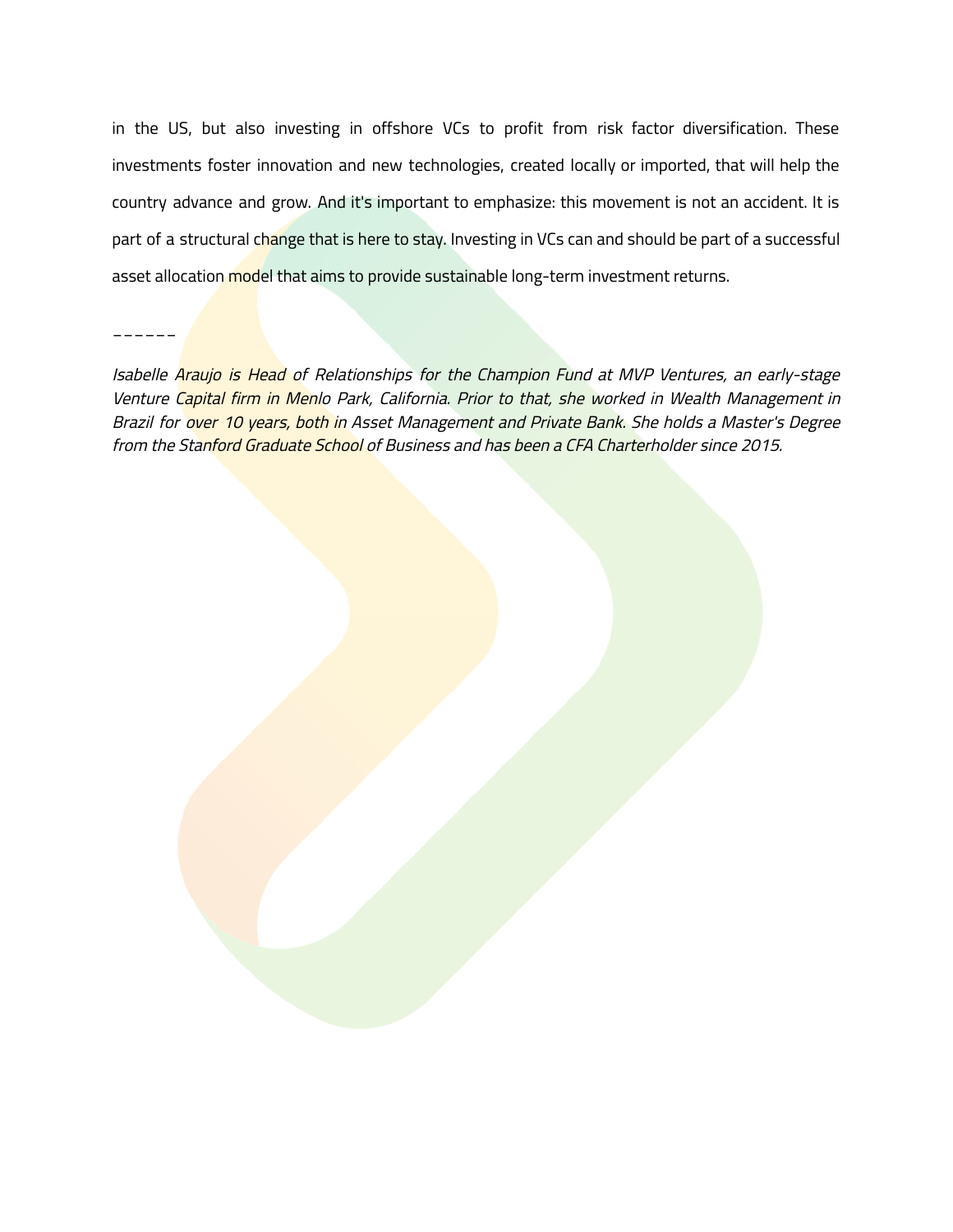in the US, but also investing in offshore VCs to profit from risk factor diversification. These investments foster innovation and new technologies, created locally or imported, that will help the country advance and grow. And it's important to emphasize: this movement is not an accident. It is part of a structural change that is here to stay. Investing in VCs can and should be part of a successful asset allocation model that aims to provide sustainable long-term investment returns.

\_\_\_\_\_\_

*Isabelle Araujo is Head of Relationships for the Champion Fund at MVP Ventures, an early-stage Venture Capital firm in Menlo Park, California. Prior to that, she worked in Wealth Management in Brazil for over 10 years, both in Asset Management and Private Bank. She holds a Master's Degree from the Stanford Graduate School of Business and has been a CFA Charterholder since 2015.*